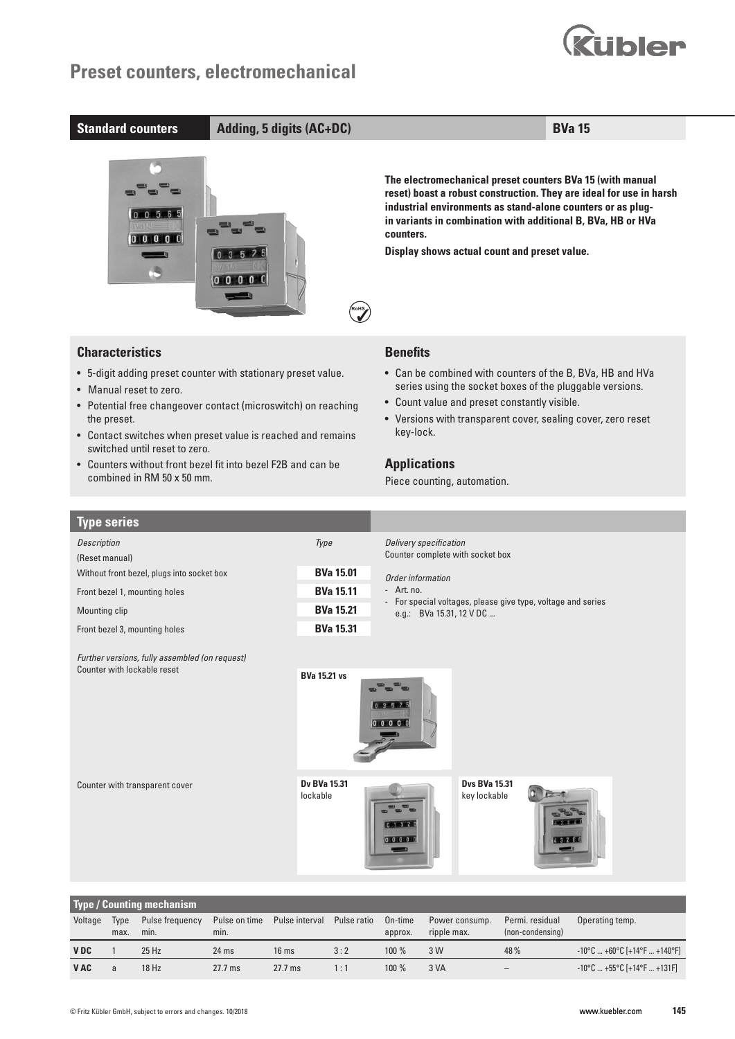# Preset counters, electromechanical

| Standard counters | Adding, 5 digits (AC+DC) | BVa 15 |
|---|---|---|

**The electromechanical preset counters BVa 15 (with manual reset) boast a robust construction. They are ideal for use in harsh industrial environments as stand-alone counters or as plug-in variants in combination with additional B, BVa, HB or HVa counters.**

**Display shows actual count and preset value.**

## Characteristics

- 5-digit adding preset counter with stationary preset value.
- Manual reset to zero.
- Potential free changeover contact (microswitch) on reaching the preset.
- Contact switches when preset value is reached and remains switched until reset to zero.
- Counters without front bezel fit into bezel F2B and can be combined in RM 50 x 50 mm.

## Benefits

- Can be combined with counters of the B, BVa, HB and HVa series using the socket boxes of the pluggable versions.
- Count value and preset constantly visible.
- Versions with transparent cover, sealing cover, zero reset key-lock.

## Applications

Piece counting, automation.

## Type series

| *Description* (Reset manual) | *Type* |
|---|---|
| Without front bezel, plugs into socket box | **BVa 15.01** |
| Front bezel 1, mounting holes | **BVa 15.11** |
| Mounting clip | **BVa 15.21** |
| Front bezel 3, mounting holes | **BVa 15.31** |

*Delivery specification*
Counter complete with socket box

*Order information*
- Art. no.
- For special voltages, please give type, voltage and series e.g.: BVa 15.31, 12 V DC ...

*Further versions, fully assembled (on request)*

Counter with lockable reset — **BVa 15.21 vs**

Counter with transparent cover — **Dv BVa 15.31** lockable; **Dvs BVa 15.31** key lockable

## Type / Counting mechanism

| Voltage | Type max. | Pulse frequency min. | Pulse on time min. | Pulse interval | Pulse ratio | On-time approx. | Power consump. ripple max. | Permi. residual (non-condensing) | Operating temp. |
|---|---|---|---|---|---|---|---|---|---|
| **V DC** | 1 | 25 Hz | 24 ms | 16 ms | 3 : 2 | 100 % | 3 W | 48 % | -10°C ... +60°C [+14°F ... +140°F] |
| **V AC** | a | 18 Hz | 27.7 ms | 27.7 ms | 1 : 1 | 100 % | 3 VA | – | -10°C ... +55°C [+14°F ... +131F] |

© Fritz Kübler GmbH, subject to errors and changes. 10/2018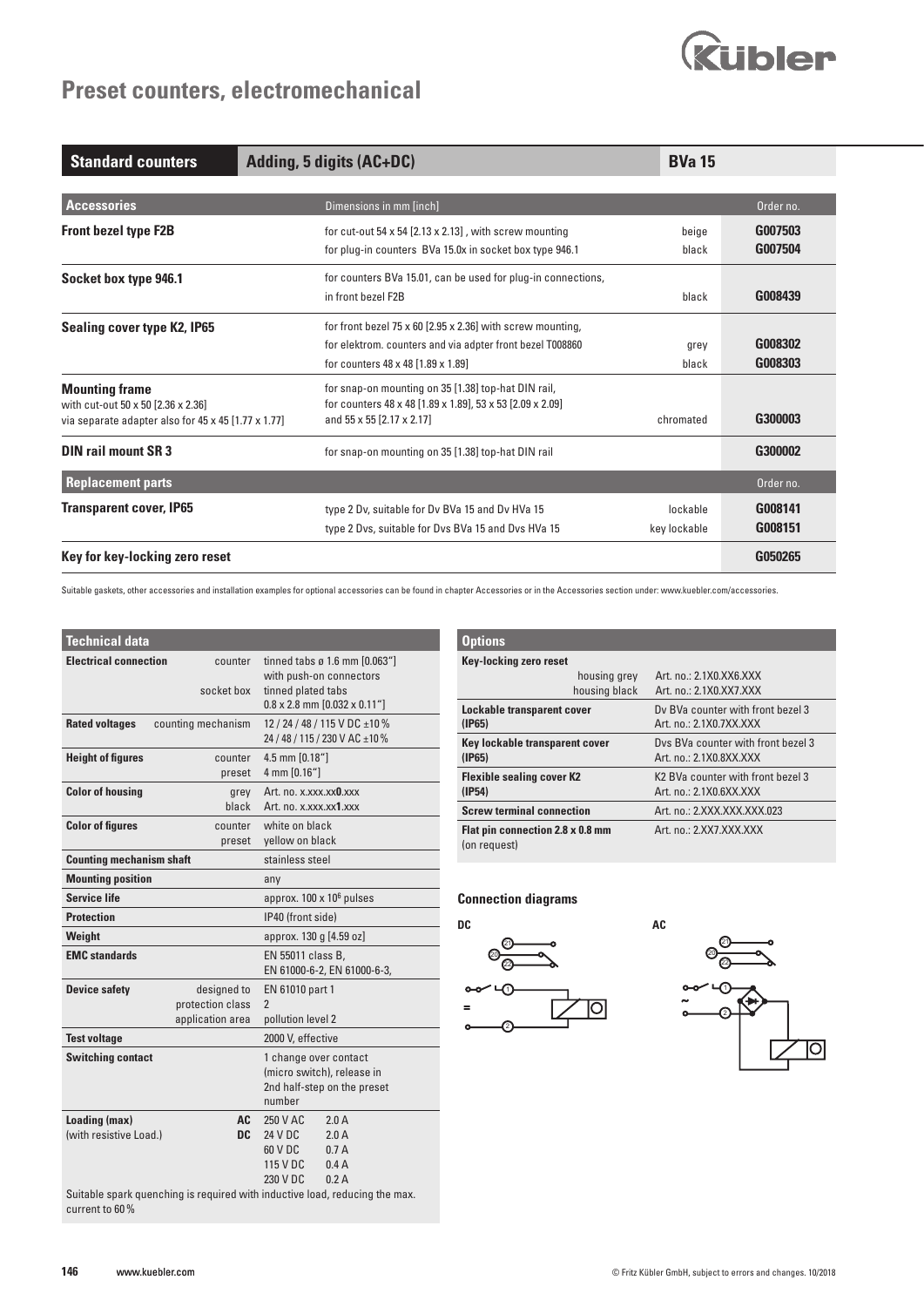# Preset counters, electromechanical

| Standard counters | Adding, 5 digits (AC+DC) | BVa 15 |
|---|---|---|

| Accessories | Dimensions in mm [inch] | | Order no. |
|---|---|---|---|
| **Front bezel type F2B** | for cut-out 54 x 54 [2.13 x 2.13] , with screw mounting | beige | G007503 |
| | for plug-in counters BVa 15.0x in socket box type 946.1 | black | G007504 |
| **Socket box type 946.1** | for counters BVa 15.01, can be used for plug-in connections, in front bezel F2B | black | G008439 |
| **Sealing cover type K2, IP65** | for front bezel 75 x 60 [2.95 x 2.36] with screw mounting, for elektrom. counters and via adpter front bezel T008860 | grey | G008302 |
| | for counters 48 x 48 [1.89 x 1.89] | black | G008303 |
| **Mounting frame** with cut-out 50 x 50 [2.36 x 2.36] via separate adapter also for 45 x 45 [1.77 x 1.77] | for snap-on mounting on 35 [1.38] top-hat DIN rail, for counters 48 x 48 [1.89 x 1.89], 53 x 53 [2.09 x 2.09] and 55 x 55 [2.17 x 2.17] | chromated | G300003 |
| **DIN rail mount SR 3** | for snap-on mounting on 35 [1.38] top-hat DIN rail | | G300002 |

| Replacement parts | | | Order no. |
|---|---|---|---|
| **Transparent cover, IP65** | type 2 Dv, suitable for Dv BVa 15 and Dv HVa 15 | lockable | G008141 |
| | type 2 Dvs, suitable for Dvs BVa 15 and Dvs HVa 15 | key lockable | G008151 |
| **Key for key-locking zero reset** | | | G050265 |

Suitable gaskets, other accessories and installation examples for optional accessories can be found in chapter Accessories or in the Accessories section under: www.kuebler.com/accessories.

## Technical data

| Technical data | | |
|---|---|---|
| **Electrical connection** | counter | tinned tabs ø 1.6 mm [0.063"] with push-on connectors |
| | socket box | tinned plated tabs 0.8 x 2.8 mm [0.032 x 0.11"] |
| **Rated voltages** | counting mechanism | 12 / 24 / 48 / 115 V DC ±10 % 24 / 48 / 115 / 230 V AC ±10 % |
| **Height of figures** | counter | 4.5 mm [0.18"] |
| | preset | 4 mm [0.16"] |
| **Color of housing** | grey | Art. no. x.xxx.xx**0**.xxx |
| | black | Art. no. x.xxx.xx**1**.xxx |
| **Color of figures** | counter | white on black |
| | preset | yellow on black |
| **Counting mechanism shaft** | | stainless steel |
| **Mounting position** | | any |
| **Service life** | | approx. 100 x $10^6$ pulses |
| **Protection** | | IP40 (front side) |
| **Weight** | | approx. 130 g [4.59 oz] |
| **EMC standards** | | EN 55011 class B, EN 61000-6-2, EN 61000-6-3, |
| **Device safety** | designed to | EN 61010 part 1 |
| | protection class | 2 |
| | application area | pollution level 2 |
| **Test voltage** | | 2000 V, effective |
| **Switching contact** | | 1 change over contact (micro switch), release in 2nd half-step on the preset number |
| **Loading (max)** (with resistive Load.) | AC | 250 V AC 2.0 A |
| | DC | 24 V DC 2.0 A |
| | | 60 V DC 0.7 A |
| | | 115 V DC 0.4 A |
| | | 230 V DC 0.2 A |

Suitable spark quenching is required with inductive load, reducing the max. current to 60 %

## Options

| Options | |
|---|---|
| **Key-locking zero reset** housing grey | Art. no.: 2.1X0.XX6.XXX |
| housing black | Art. no.: 2.1X0.XX7.XXX |
| **Lockable transparent cover (IP65)** | Dv BVa counter with front bezel 3 Art. no.: 2.1X0.7XX.XXX |
| **Key lockable transparent cover (IP65)** | Dvs BVa counter with front bezel 3 Art. no.: 2.1X0.8XX.XXX |
| **Flexible sealing cover K2 (IP54)** | K2 BVa counter with front bezel 3 Art. no.: 2.1X0.6XX.XXX |
| **Screw terminal connection** | Art. no.: 2.XXX.XXX.XXX.023 |
| **Flat pin connection 2.8 x 0.8 mm** (on request) | Art. no.: 2.XX7.XXX.XXX |

## Connection diagrams

DC

AC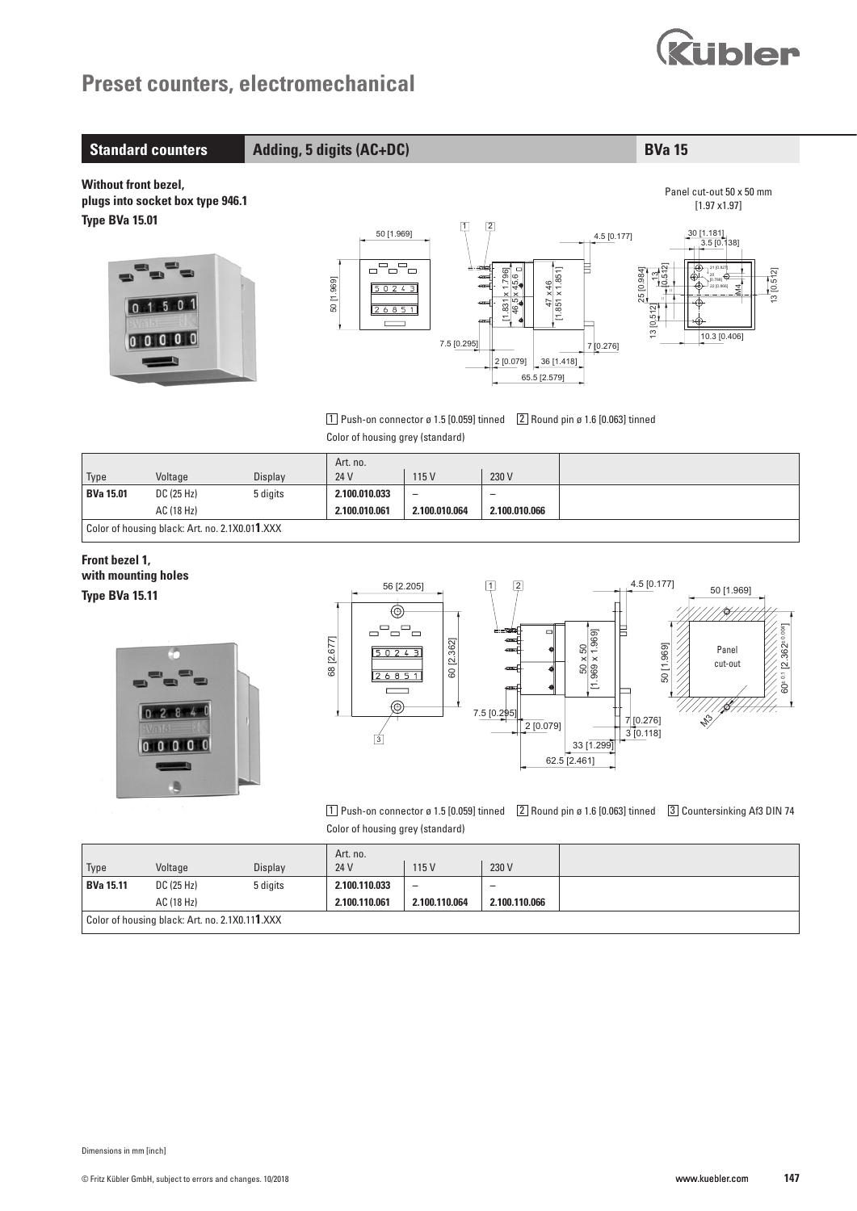# Preset counters, electromechanical

## Standard counters | Adding, 5 digits (AC+DC) | BVa 15

### Without front bezel, plugs into socket box type 946.1

### Type BVa 15.01

Panel cut-out 50 x 50 mm [1.97 x1.97]

1 Push-on connector ø 1.5 [0.059] tinned  2 Round pin ø 1.6 [0.063] tinned

Color of housing grey (standard)

| Type | Voltage | Display | Art. no. 24 V | 115 V | 230 V |
|---|---|---|---|---|---|
| **BVa 15.01** | DC (25 Hz) | 5 digits | **2.100.010.033** | – | – |
| | AC (18 Hz) | | **2.100.010.061** | **2.100.010.064** | **2.100.010.066** |
| Color of housing black: Art. no. 2.1X0.01**1**.XXX | | | | | |

### Front bezel 1, with mounting holes

### Type BVa 15.11

1 Push-on connector ø 1.5 [0.059] tinned  2 Round pin ø 1.6 [0.063] tinned  3 Countersinking Af3 DIN 74

Color of housing grey (standard)

| Type | Voltage | Display | Art. no. 24 V | 115 V | 230 V |
|---|---|---|---|---|---|
| **BVa 15.11** | DC (25 Hz) | 5 digits | **2.100.110.033** | – | – |
| | AC (18 Hz) | | **2.100.110.061** | **2.100.110.064** | **2.100.110.066** |
| Color of housing black: Art. no. 2.1X0.11**1**.XXX | | | | | |

Dimensions in mm [inch]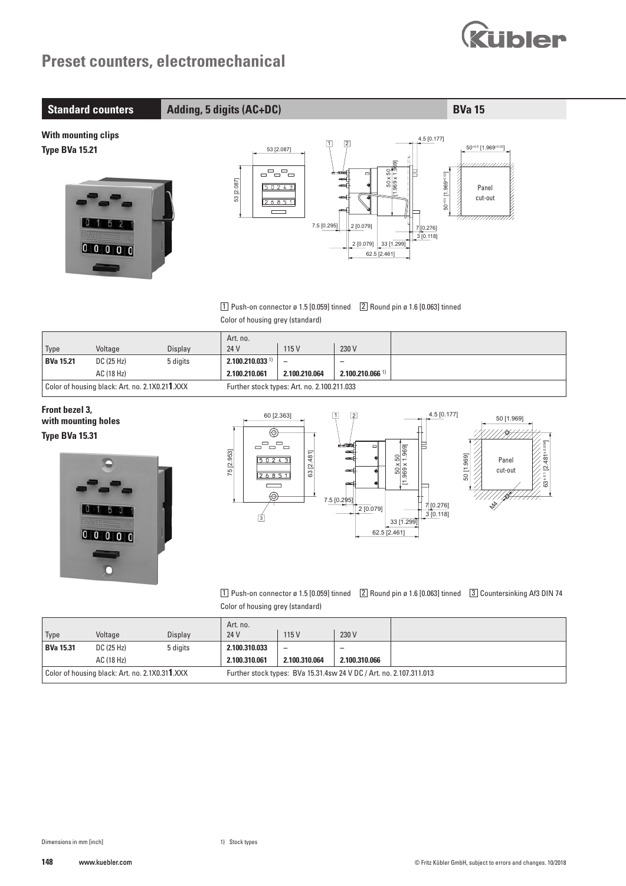# Preset counters, electromechanical

## Standard counters | Adding, 5 digits (AC+DC) | BVa 15

**With mounting clips**

**Type BVa 15.21**

1 Push-on connector ø 1.5 [0.059] tinned  2 Round pin ø 1.6 [0.063] tinned

Color of housing grey (standard)

| Type | Voltage | Display | Art. no. 24 V | 115 V | 230 V |
|---|---|---|---|---|---|
| **BVa 15.21** | DC (25 Hz) | 5 digits | **2.100.210.033** [1] | – | – |
| | AC (18 Hz) | | **2.100.210.061** | **2.100.210.064** | **2.100.210.066** [1] |
| Color of housing black: Art. no. 2.1X0.21**1**.XXX | | | Further stock types: Art. no. 2.100.211.033 | | |

**Front bezel 3, with mounting holes**

**Type BVa 15.31**

1 Push-on connector ø 1.5 [0.059] tinned  2 Round pin ø 1.6 [0.063] tinned  3 Countersinking Af3 DIN 74

Color of housing grey (standard)

| Type | Voltage | Display | Art. no. 24 V | 115 V | 230 V |
|---|---|---|---|---|---|
| **BVa 15.31** | DC (25 Hz) | 5 digits | **2.100.310.033** | – | – |
| | AC (18 Hz) | | **2.100.310.061** | **2.100.310.064** | **2.100.310.066** |
| Color of housing black: Art. no. 2.1X0.31**1**.XXX | | | Further stock types: BVa 15.31.4sw 24 V DC / Art. no. 2.107.311.013 | | |

Dimensions in mm [inch]

1) Stock types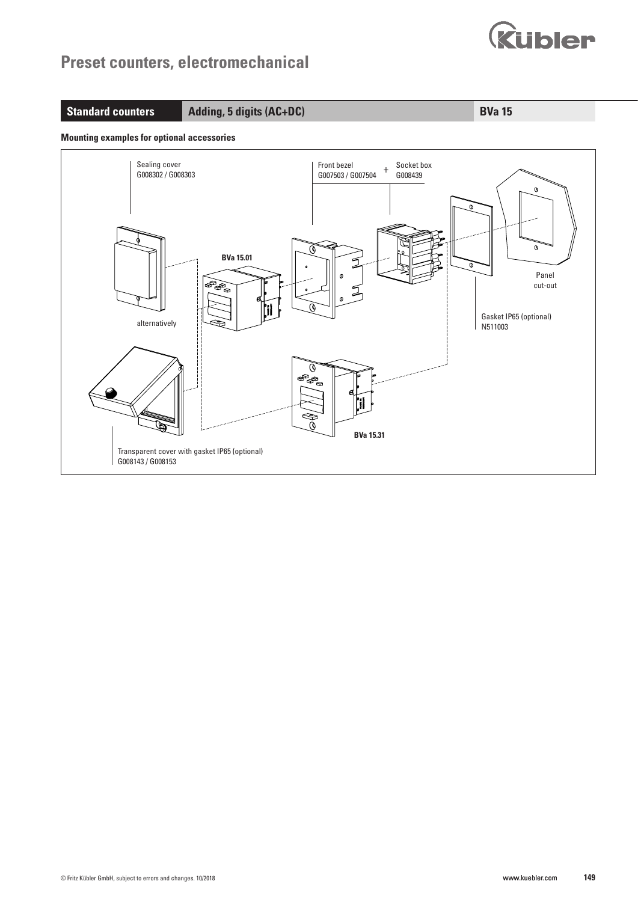# Preset counters, electromechanical

| Standard counters | Adding, 5 digits (AC+DC) | BVa 15 |
|---|---|---|

### Mounting examples for optional accessories

Sealing cover
G008302 / G008303

alternatively

Transparent cover with gasket IP65 (optional)
G008143 / G008153

BVa 15.01

Front bezel
G007503 / G007504

+

Socket box
G008439

Gasket IP65 (optional)
N511003

Panel
cut-out

BVa 15.31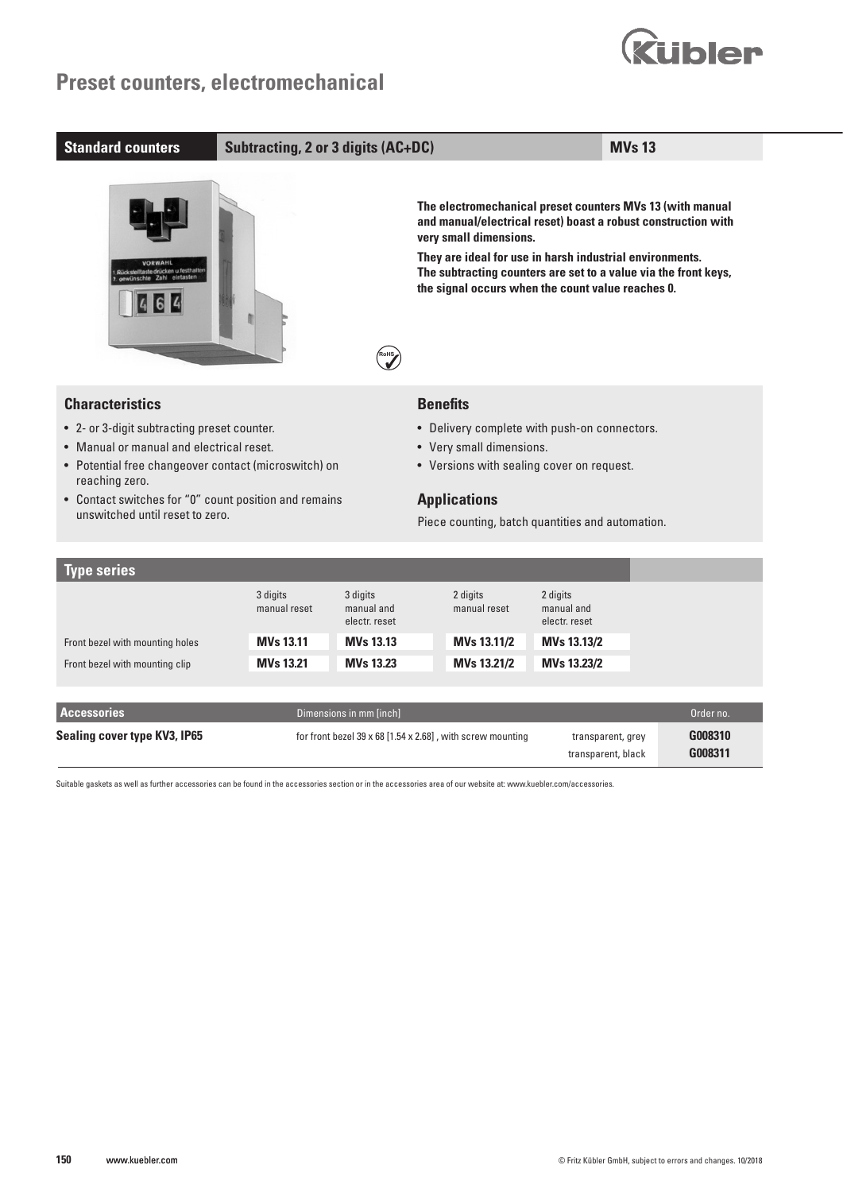# Preset counters, electromechanical

| Standard counters | Subtracting, 2 or 3 digits (AC+DC) | MVs 13 |
|---|---|---|

**The electromechanical preset counters MVs 13 (with manual and manual/electrical reset) boast a robust construction with very small dimensions.**

**They are ideal for use in harsh industrial environments. The subtracting counters are set to a value via the front keys, the signal occurs when the count value reaches 0.**

## Characteristics

- 2- or 3-digit subtracting preset counter.
- Manual or manual and electrical reset.
- Potential free changeover contact (microswitch) on reaching zero.
- Contact switches for "0" count position and remains unswitched until reset to zero.

## Benefits

- Delivery complete with push-on connectors.
- Very small dimensions.
- Versions with sealing cover on request.

## Applications

Piece counting, batch quantities and automation.

## Type series

| | 3 digits manual reset | 3 digits manual and electr. reset | 2 digits manual reset | 2 digits manual and electr. reset |
|---|---|---|---|---|
| Front bezel with mounting holes | **MVs 13.11** | **MVs 13.13** | **MVs 13.11/2** | **MVs 13.13/2** |
| Front bezel with mounting clip | **MVs 13.21** | **MVs 13.23** | **MVs 13.21/2** | **MVs 13.23/2** |

| Accessories | Dimensions in mm [inch] | | Order no. |
|---|---|---|---|
| **Sealing cover type KV3, IP65** | for front bezel 39 x 68 [1.54 x 2.68] , with screw mounting | transparent, grey | **G008310** |
| | | transparent, black | **G008311** |

Suitable gaskets as well as further accessories can be found in the accessories section or in the accessories area of our website at: www.kuebler.com/accessories.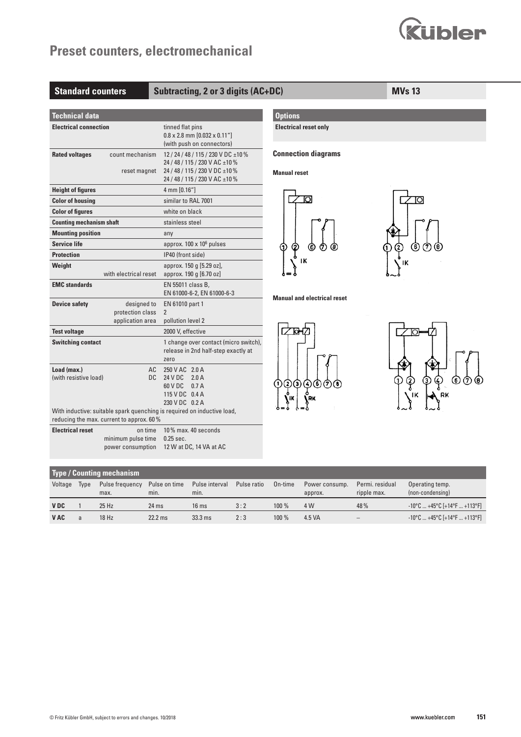# Preset counters, electromechanical

## Standard counters | Subtracting, 2 or 3 digits (AC+DC) | MVs 13

### Technical data

| | | |
|---|---|---|
| **Electrical connection** | | tinned flat pins<br>0.8 x 2.8 mm [0.032 x 0.11"]<br>(with push on connectors) |
| **Rated voltages** | count mechanism | 12 / 24 / 48 / 115 / 230 V DC ±10 %<br>24 / 48 / 115 / 230 V AC ±10 % |
| | reset magnet | 24 / 48 / 115 / 230 V DC ±10 %<br>24 / 48 / 115 / 230 V AC ±10 % |
| **Height of figures** | | 4 mm [0.16"] |
| **Color of housing** | | similar to RAL 7001 |
| **Color of figures** | | white on black |
| **Counting mechanism shaft** | | stainless steel |
| **Mounting position** | | any |
| **Service life** | | approx. 100 x $10^6$ pulses |
| **Protection** | | IP40 (front side) |
| **Weight** | | approx. 150 g [5.29 oz], |
| | with electrical reset | approx. 190 g [6.70 oz] |
| **EMC standards** | | EN 55011 class B,<br>EN 61000-6-2, EN 61000-6-3 |
| **Device safety** | designed to | EN 61010 part 1 |
| | protection class | 2 |
| | application area | pollution level 2 |
| **Test voltage** | | 2000 V, effective |
| **Switching contact** | | 1 change over contact (micro switch), release in 2nd half-step exactly at zero |
| **Load (max.)**<br>(with resistive load) | AC | 250 V AC 2.0 A |
| | DC | 24 V DC 2.0 A<br>60 V DC 0.7 A<br>115 V DC 0.4 A<br>230 V DC 0.2 A |

With inductive: suitable spark quenching is required on inductive load, reducing the max. current to approx. 60 %

| | | |
|---|---|---|
| **Electrical reset** | on time | 10 % max. 40 seconds |
| | minimum pulse time | 0.25 sec. |
| | power consumption | 12 W at DC, 14 VA at AC |

### Options

**Electrical reset only**

### Connection diagrams

**Manual reset**

**Manual and electrical reset**

### Type / Counting mechanism

| Voltage | Type | Pulse frequency max. | Pulse on time min. | Pulse interval min. | Pulse ratio | On-time | Power consump. approx. | Permi. residual ripple max. | Operating temp. (non-condensing) |
|---|---|---|---|---|---|---|---|---|---|
| **V DC** | 1 | 25 Hz | 24 ms | 16 ms | 3 : 2 | 100 % | 4 W | 48 % | -10°C ... +45°C [+14°F ... +113°F] |
| **V AC** | a | 18 Hz | 22.2 ms | 33.3 ms | 2 : 3 | 100 % | 4.5 VA | – | -10°C ... +45°C [+14°F ... +113°F] |

© Fritz Kübler GmbH, subject to errors and changes. 10/2018 www.kuebler.com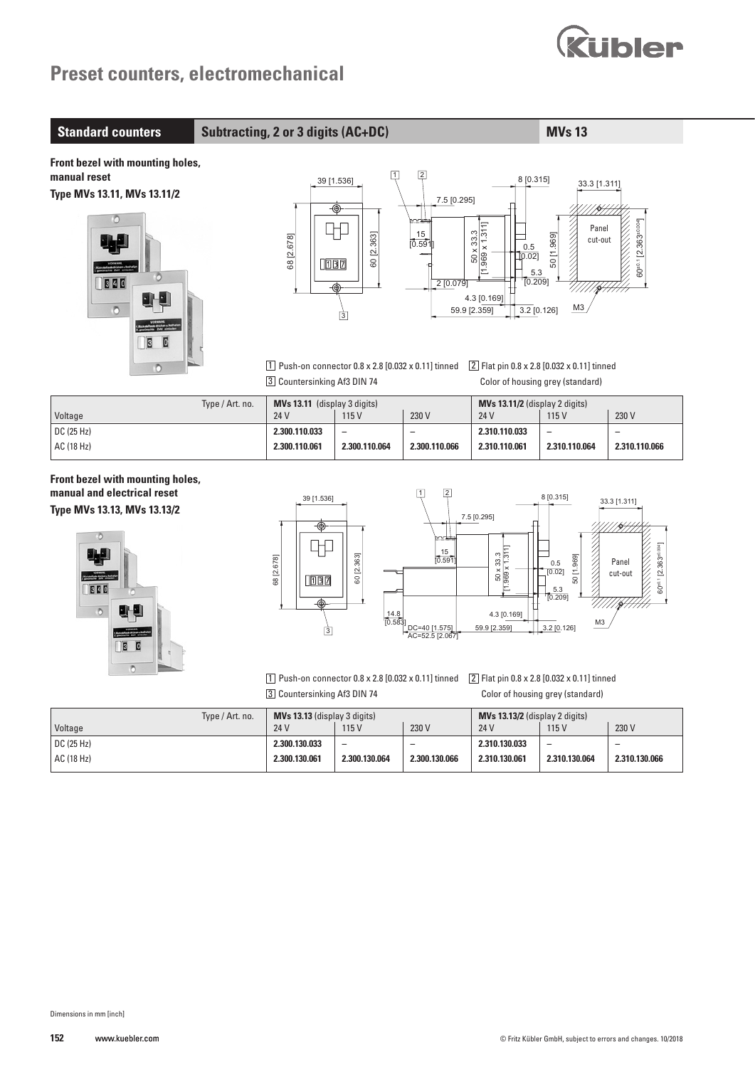# Preset counters, electromechanical

## Standard counters | Subtracting, 2 or 3 digits (AC+DC) | MVs 13

### Front bezel with mounting holes, manual reset

**Type MVs 13.11, MVs 13.11/2**

1 Push-on connector 0.8 x 2.8 [0.032 x 0.11] tinned
2 Flat pin 0.8 x 2.8 [0.032 x 0.11] tinned
3 Countersinking Af3 DIN 74
Color of housing grey (standard)

| Type / Art. no. | MVs 13.11 (display 3 digits) | | | MVs 13.11/2 (display 2 digits) | | |
|---|---|---|---|---|---|---|
| Voltage | 24 V | 115 V | 230 V | 24 V | 115 V | 230 V |
| DC (25 Hz) | **2.300.110.033** | – | – | **2.310.110.033** | – | – |
| AC (18 Hz) | **2.300.110.061** | **2.300.110.064** | **2.300.110.066** | **2.310.110.061** | **2.310.110.064** | **2.310.110.066** |

### Front bezel with mounting holes, manual and electrical reset

**Type MVs 13.13, MVs 13.13/2**

1 Push-on connector 0.8 x 2.8 [0.032 x 0.11] tinned
2 Flat pin 0.8 x 2.8 [0.032 x 0.11] tinned
3 Countersinking Af3 DIN 74
Color of housing grey (standard)

| Type / Art. no. | MVs 13.13 (display 3 digits) | | | MVs 13.13/2 (display 2 digits) | | |
|---|---|---|---|---|---|---|
| Voltage | 24 V | 115 V | 230 V | 24 V | 115 V | 230 V |
| DC (25 Hz) | **2.300.130.033** | – | – | **2.310.130.033** | – | – |
| AC (18 Hz) | **2.300.130.061** | **2.300.130.064** | **2.300.130.066** | **2.310.130.061** | **2.310.130.064** | **2.310.130.066** |

Dimensions in mm [inch]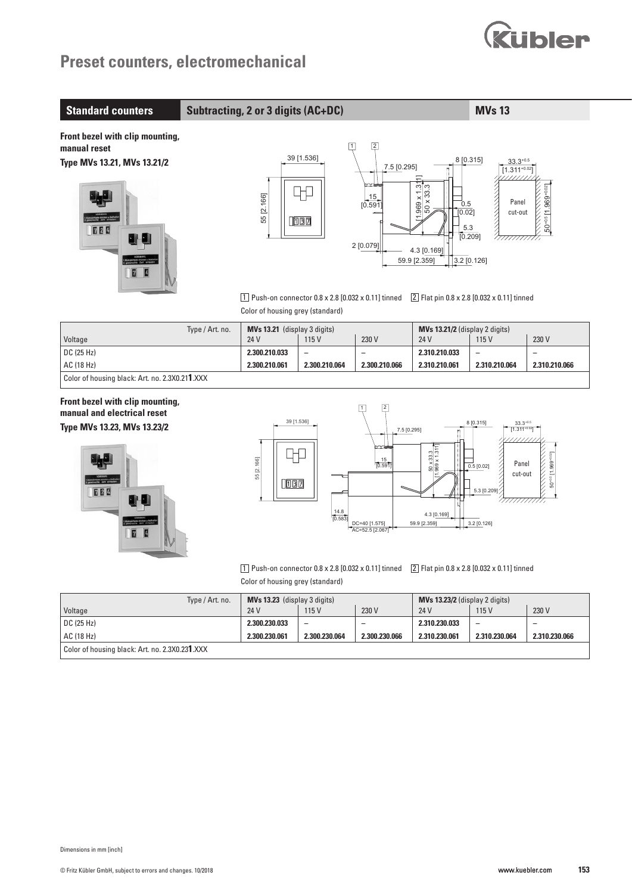# Preset counters, electromechanical

## Standard counters | Subtracting, 2 or 3 digits (AC+DC) | MVs 13

**Front bezel with clip mounting, manual reset**

**Type MVs 13.21, MVs 13.21/2**

1 Push-on connector 0.8 x 2.8 [0.032 x 0.11] tinned  2 Flat pin 0.8 x 2.8 [0.032 x 0.11] tinned

Color of housing grey (standard)

| Type / Art. no. | MVs 13.21 (display 3 digits) | | | MVs 13.21/2 (display 2 digits) | | |
|---|---|---|---|---|---|---|
| Voltage | 24 V | 115 V | 230 V | 24 V | 115 V | 230 V |
| DC (25 Hz) | **2.300.210.033** | – | – | **2.310.210.033** | – | – |
| AC (18 Hz) | **2.300.210.061** | **2.300.210.064** | **2.300.210.066** | **2.310.210.061** | **2.310.210.064** | **2.310.210.066** |
| Color of housing black: Art. no. 2.3X0.21**1**.XXX | | | | | | |

**Front bezel with clip mounting, manual and electrical reset**

**Type MVs 13.23, MVs 13.23/2**

1 Push-on connector 0.8 x 2.8 [0.032 x 0.11] tinned  2 Flat pin 0.8 x 2.8 [0.032 x 0.11] tinned

Color of housing grey (standard)

| Type / Art. no. | MVs 13.23 (display 3 digits) | | | MVs 13.23/2 (display 2 digits) | | |
|---|---|---|---|---|---|---|
| Voltage | 24 V | 115 V | 230 V | 24 V | 115 V | 230 V |
| DC (25 Hz) | **2.300.230.033** | – | – | **2.310.230.033** | – | – |
| AC (18 Hz) | **2.300.230.061** | **2.300.230.064** | **2.300.230.066** | **2.310.230.061** | **2.310.230.064** | **2.310.230.066** |
| Color of housing black: Art. no. 2.3X0.23**1**.XXX | | | | | | |

Dimensions in mm [inch]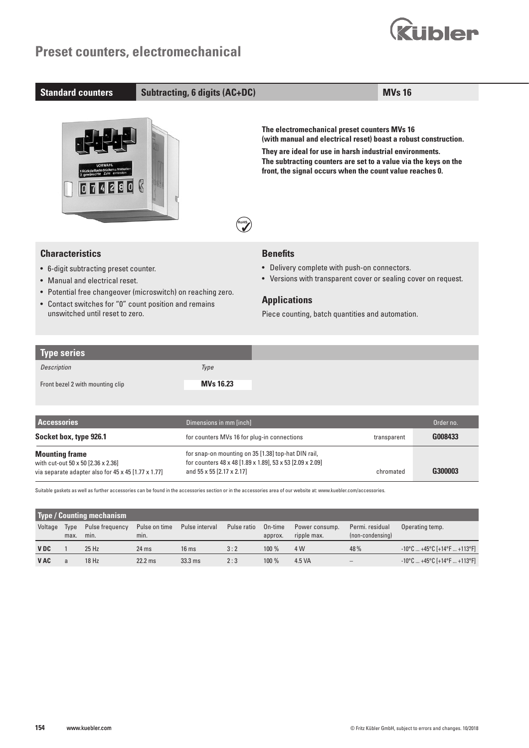# Preset counters, electromechanical

| Standard counters | Subtracting, 6 digits (AC+DC) | MVs 16 |
|---|---|---|

**The electromechanical preset counters MVs 16 (with manual and electrical reset) boast a robust construction.**
**They are ideal for use in harsh industrial environments.**
**The subtracting counters are set to a value via the keys on the front, the signal occurs when the count value reaches 0.**

## Characteristics

- 6-digit subtracting preset counter.
- Manual and electrical reset.
- Potential free changeover (microswitch) on reaching zero.
- Contact switches for "0" count position and remains unswitched until reset to zero.

## Benefits

- Delivery complete with push-on connectors.
- Versions with transparent cover or sealing cover on request.

## Applications

Piece counting, batch quantities and automation.

## Type series

| *Description* | *Type* |
|---|---|
| Front bezel 2 with mounting clip | **MVs 16.23** |

## Accessories

| Accessories | Dimensions in mm [inch] | | Order no. |
|---|---|---|---|
| **Socket box, type 926.1** | for counters MVs 16 for plug-in connections | transparent | **G008433** |
| **Mounting frame** with cut-out 50 x 50 [2.36 x 2.36] via separate adapter also for 45 x 45 [1.77 x 1.77] | for snap-on mounting on 35 [1.38] top-hat DIN rail, for counters 48 x 48 [1.89 x 1.89], 53 x 53 [2.09 x 2.09] and 55 x 55 [2.17 x 2.17] | chromated | **G300003** |

Suitable gaskets as well as further accessories can be found in the accessories section or in the accessories area of our website at: www.kuebler.com/accessories.

## Type / Counting mechanism

| Voltage | Type max. | Pulse frequency min. | Pulse on time min. | Pulse interval | Pulse ratio | On-time approx. | Power consump. ripple max. | Permi. residual (non-condensing) | Operating temp. |
|---|---|---|---|---|---|---|---|---|---|
| **V DC** | 1 | 25 Hz | 24 ms | 16 ms | 3 : 2 | 100 % | 4 W | 48 % | -10°C ... +45°C [+14°F ... +113°F] |
| **V AC** | a | 18 Hz | 22.2 ms | 33.3 ms | 2 : 3 | 100 % | 4.5 VA | – | -10°C ... +45°C [+14°F ... +113°F] |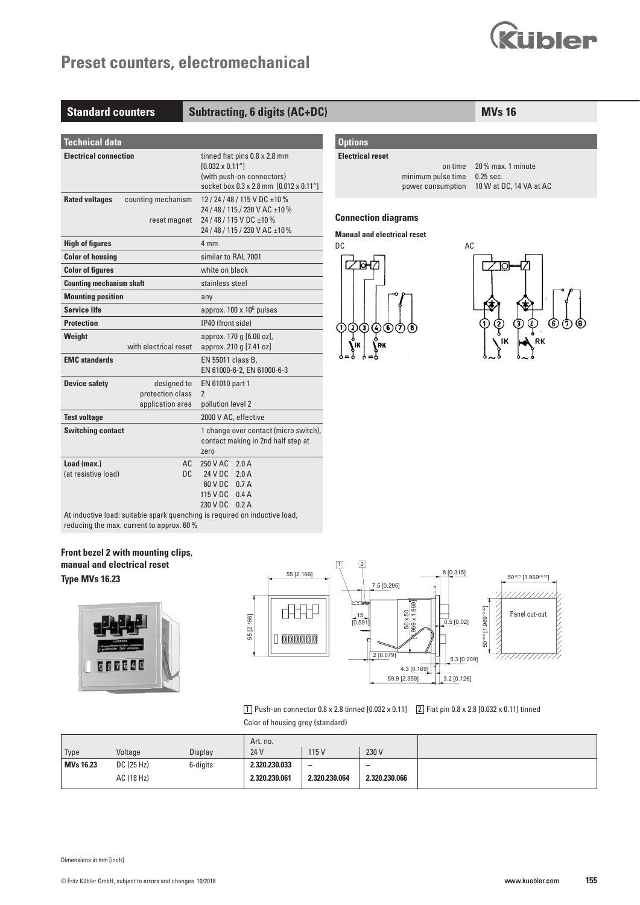# Preset counters, electromechanical

| Standard counters | Subtracting, 6 digits (AC+DC) | MVs 16 |
|---|---|---|

## Technical data

| | | |
|---|---|---|
| **Electrical connection** | | tinned flat pins 0.8 x 2.8 mm [0.032 x 0.11"] (with push-on connectors) socket box 0.3 x 2.8 mm [0.012 x 0.11"] |
| **Rated voltages** | counting mechanism | 12 / 24 / 48 / 115 V DC ±10 % 24 / 48 / 115 / 230 V AC ±10 % |
| | reset magnet | 24 / 48 / 115 V DC ±10 % 24 / 48 / 115 / 230 V AC ±10 % |
| **High of figures** | | 4 mm |
| **Color of housing** | | similar to RAL 7001 |
| **Color of figures** | | white on black |
| **Counting mechanism shaft** | | stainless steel |
| **Mounting position** | | any |
| **Service life** | | approx. 100 x $10^6$ pulses |
| **Protection** | | IP40 (front side) |
| **Weight** | | approx. 170 g [6.00 oz], |
| | with electrical reset | approx. 210 g [7.41 oz] |
| **EMC standards** | | EN 55011 class B, EN 61000-6-2, EN 61000-6-3 |
| **Device safety** | designed to | EN 61010 part 1 |
| | protection class | 2 |
| | application area | pollution level 2 |
| **Test voltage** | | 2000 V AC, effective |
| **Switching contact** | | 1 change over contact (micro switch), contact making in 2nd half step at zero |
| **Load (max.)** (at resistive load) | AC | 250 V AC 2.0 A |
| | DC | 24 V DC 2.0 A |
| | | 60 V DC 0.7 A |
| | | 115 V DC 0.4 A |
| | | 230 V DC 0.2 A |

At inductive load: suitable spark quenching is required on inductive load, reducing the max. current to approx. 60 %

## Options

**Electrical reset**

| | |
|---|---|
| on time | 20 % max. 1 minute |
| minimum pulse time | 0.25 sec. |
| power consumption | 10 W at DC, 14 VA at AC |

## Connection diagrams

**Manual and electrical reset**

DC

1 2 3 4 6 7 8
IK RK

AC

1 2 3 4 6 7 8
IK RK

**Front bezel 2 with mounting clips, manual and electrical reset**

**Type MVs 16.23**

55 [2.166]
55 [2.166]
1
2
15 [0.591]
7.5 [0.295]
8 [0.315]
50 x 50 [1.969 x 1.969]
0.5 [0.02]
2 [0.079]
5.3 [0.209]
4.3 [0.169]
59.9 [2.359]
3.2 [0.126]
50+0.5 [1.969+0.02]
50+0.5 [1.969+0.02]
Panel cut-out

1 Push-on connector 0.8 x 2.8 tinned [0.032 x 0.11]   2 Flat pin 0.8 x 2.8 [0.032 x 0.11] tinned

Color of housing grey (standard)

| Type | Voltage | Display | Art. no. 24 V | 115 V | 230 V |
|---|---|---|---|---|---|
| **MVs 16.23** | DC (25 Hz) | 6-digits | **2.320.230.033** | – | – |
| | AC (18 Hz) | | **2.320.230.061** | **2.320.230.064** | **2.320.230.066** |

Dimensions in mm [inch]

© Fritz Kübler GmbH, subject to errors and changes. 10/2018